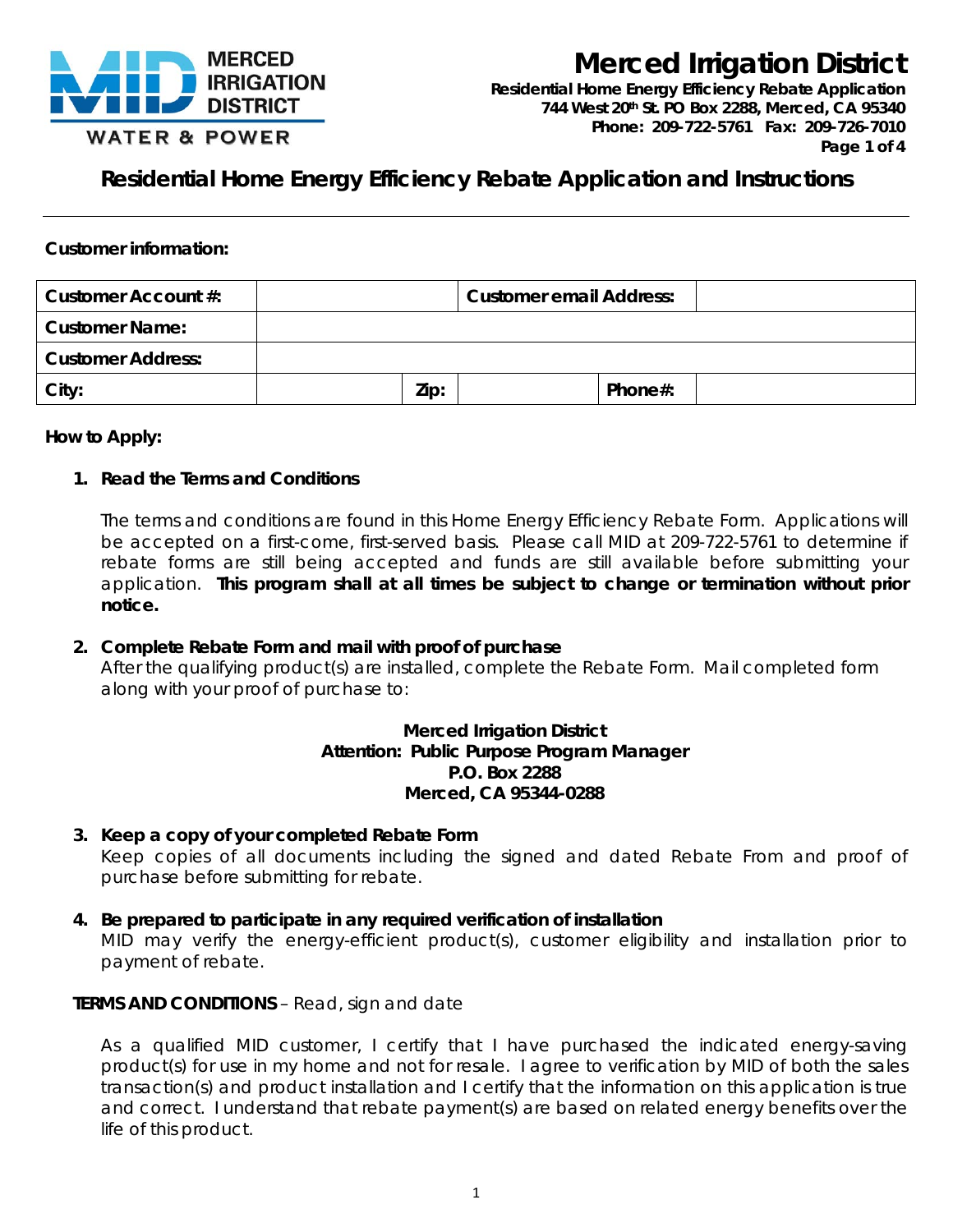# Merced Irrigation District

**Residential Home Energy Efficiency Rebate Application**
**744 West 20th St. PO Box 2288, Merced, CA 95340**
**Phone: 209-722-5761 Fax: 209-726-7010**

## Residential Home Energy Efficiency Rebate Application and Instructions

**Customer information:**

| Customer Account #: | | | Customer email Address: | |
|---|---|---|---|---|
| **Customer Name:** | | | | |
| **Customer Address:** | | | | |
| **City:** | | **Zip:** | | **Phone#:** |

**How to Apply:**

1. **Read the Terms and Conditions**

   The terms and conditions are found in this Home Energy Efficiency Rebate Form. Applications will be accepted on a first-come, first-served basis. Please call MID at 209-722-5761 to determine if rebate forms are still being accepted and funds are still available before submitting your application. **This program shall at all times be subject to change or termination without prior notice.**

2. **Complete Rebate Form and mail with proof of purchase**
   After the qualifying product(s) are installed, complete the Rebate Form. Mail completed form along with your proof of purchase to:

   **Merced Irrigation District**
   **Attention: Public Purpose Program Manager**
   **P.O. Box 2288**
   **Merced, CA 95344-0288**

3. **Keep a copy of your completed Rebate Form**
   Keep copies of all documents including the signed and dated Rebate From and proof of purchase before submitting for rebate.

4. **Be prepared to participate in any required verification of installation**
   MID may verify the energy-efficient product(s), customer eligibility and installation prior to payment of rebate.

**TERMS AND CONDITIONS** – Read, sign and date

As a qualified MID customer, I certify that I have purchased the indicated energy-saving product(s) for use in my home and not for resale. I agree to verification by MID of both the sales transaction(s) and product installation and I certify that the information on this application is true and correct. I understand that rebate payment(s) are based on related energy benefits over the life of this product.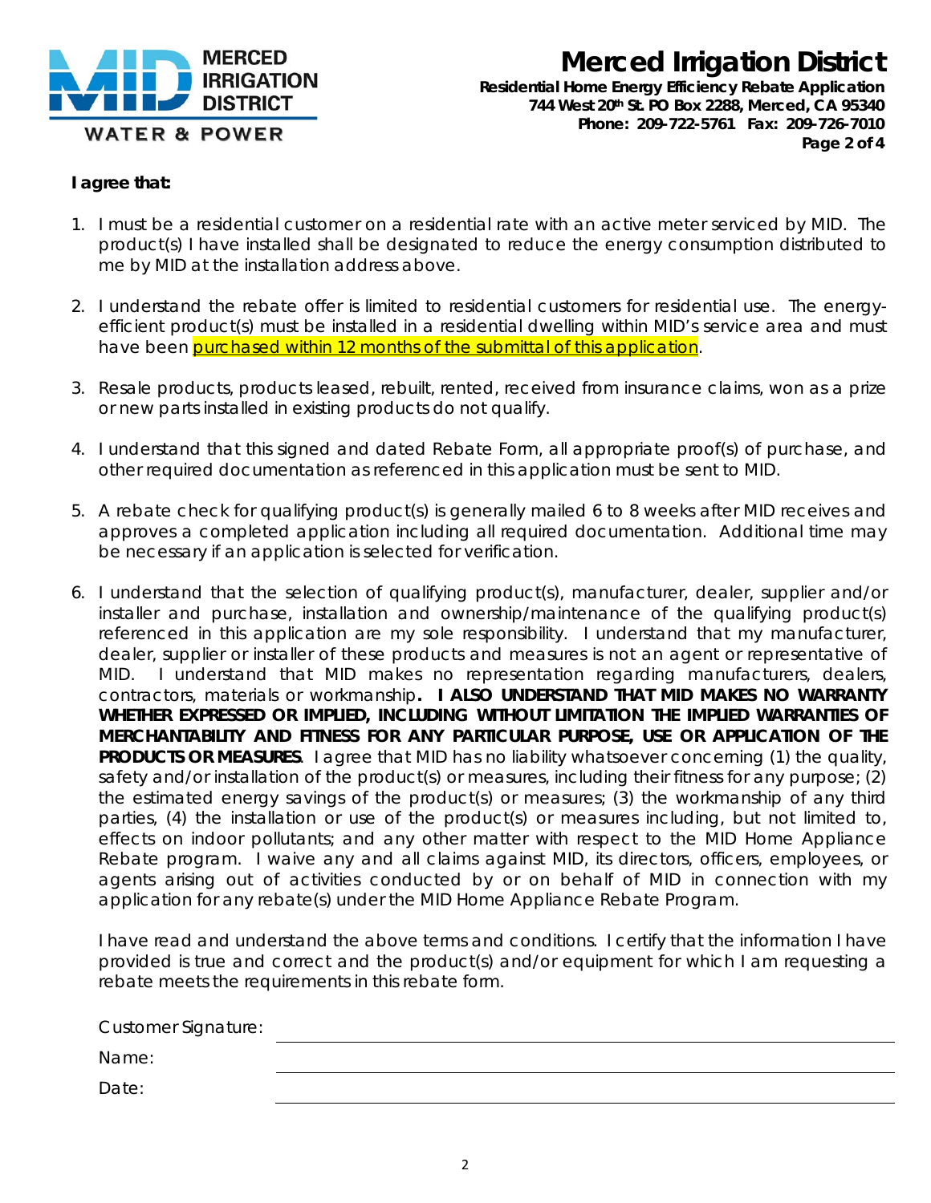**I agree that:**

1. I must be a residential customer on a residential rate with an active meter serviced by MID. The product(s) I have installed shall be designated to reduce the energy consumption distributed to me by MID at the installation address above.

2. I understand the rebate offer is limited to residential customers for residential use. The energy-efficient product(s) must be installed in a residential dwelling within MID's service area and must have been purchased within 12 months of the submittal of this application.

3. Resale products, products leased, rebuilt, rented, received from insurance claims, won as a prize or new parts installed in existing products do not qualify.

4. I understand that this signed and dated Rebate Form, all appropriate proof(s) of purchase, and other required documentation as referenced in this application must be sent to MID.

5. A rebate check for qualifying product(s) is generally mailed 6 to 8 weeks after MID receives and approves a completed application including all required documentation. Additional time may be necessary if an application is selected for verification.

6. I understand that the selection of qualifying product(s), manufacturer, dealer, supplier and/or installer and purchase, installation and ownership/maintenance of the qualifying product(s) referenced in this application are my sole responsibility. I understand that my manufacturer, dealer, supplier or installer of these products and measures is not an agent or representative of MID. I understand that MID makes no representation regarding manufacturers, dealers, contractors, materials or workmanship**. I ALSO UNDERSTAND THAT MID MAKES NO WARRANTY WHETHER EXPRESSED OR IMPLIED, INCLUDING WITHOUT LIMITATION THE IMPLIED WARRANTIES OF MERCHANTABILITY AND FITNESS FOR ANY PARTICULAR PURPOSE, USE OR APPLICATION OF THE PRODUCTS OR MEASURES**. I agree that MID has no liability whatsoever concerning (1) the quality, safety and/or installation of the product(s) or measures, including their fitness for any purpose; (2) the estimated energy savings of the product(s) or measures; (3) the workmanship of any third parties, (4) the installation or use of the product(s) or measures including, but not limited to, effects on indoor pollutants; and any other matter with respect to the MID Home Appliance Rebate program. I waive any and all claims against MID, its directors, officers, employees, or agents arising out of activities conducted by or on behalf of MID in connection with my application for any rebate(s) under the MID Home Appliance Rebate Program.

   I have read and understand the above terms and conditions. I certify that the information I have provided is true and correct and the product(s) and/or equipment for which I am requesting a rebate meets the requirements in this rebate form.

   Customer Signature: ______________________________

   Name: ______________________________

   Date: ______________________________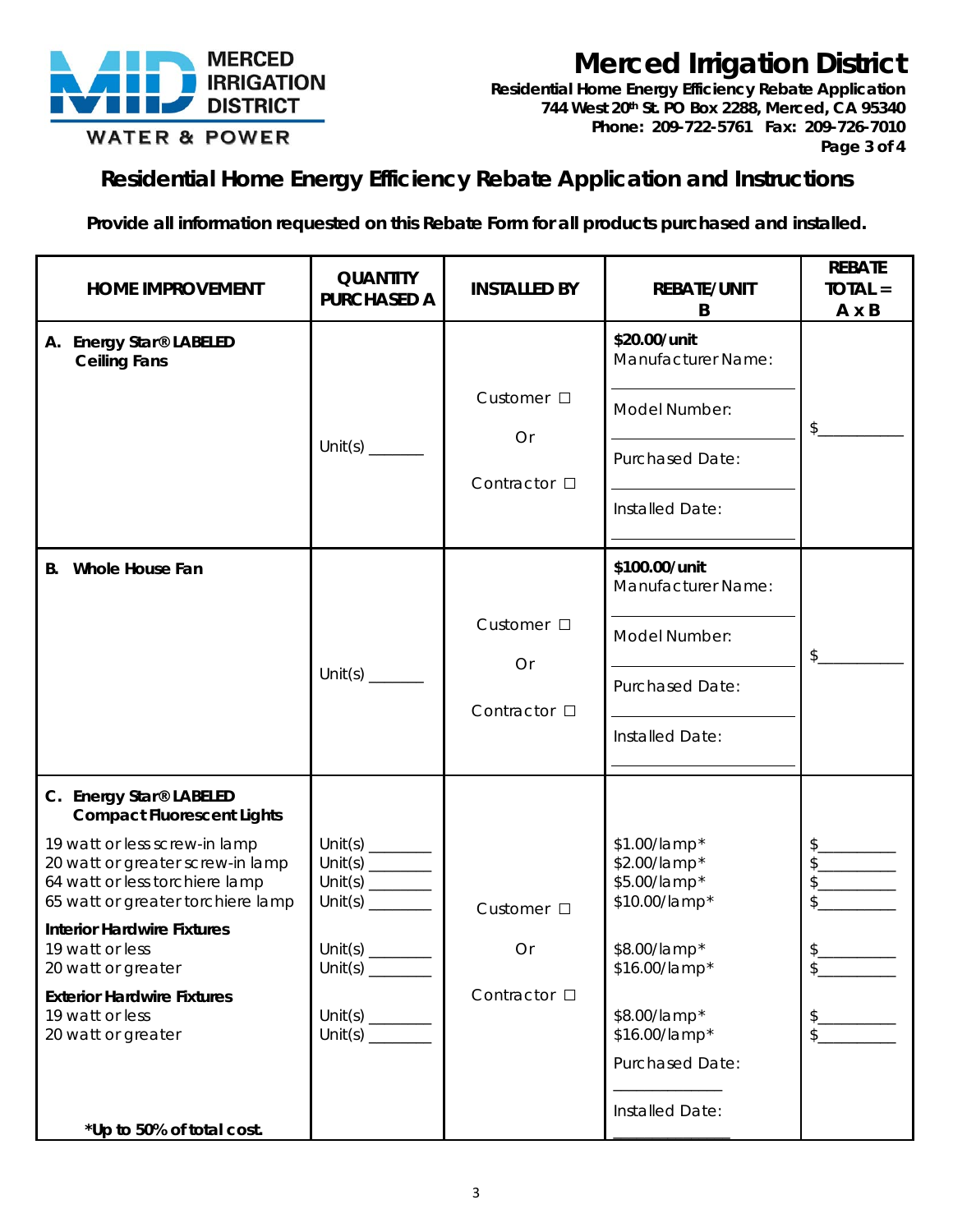MERCED IRRIGATION DISTRICT
WATER & POWER

# Merced Irrigation District

**Residential Home Energy Efficiency Rebate Application**
**744 West 20th St. PO Box 2288, Merced, CA 95340**
**Phone: 209-722-5761 Fax: 209-726-7010**

## Residential Home Energy Efficiency Rebate Application and Instructions

**Provide all information requested on this Rebate Form for all products purchased and installed.**

| HOME IMPROVEMENT | QUANTITY PURCHASED A | INSTALLED BY | REBATE/UNIT B | REBATE TOTAL = A x B |
|---|---|---|---|---|
| **A. Energy Star® LABELED Ceiling Fans** | Unit(s) _______ | Customer ☐ Or Contractor ☐ | **$20.00/unit** Manufacturer Name: ______ Model Number: ______ Purchased Date: ______ Installed Date: ______ | $__________ |
| **B. Whole House Fan** | Unit(s) _______ | Customer ☐ Or Contractor ☐ | **$100.00/unit** Manufacturer Name: ______ Model Number: ______ Purchased Date: ______ Installed Date: ______ | $__________ |
| **C. Energy Star® LABELED Compact Fluorescent Lights** | | Customer ☐ Or Contractor ☐ | Purchased Date: ______ Installed Date: ______ | |
| 19 watt or less screw-in lamp | Unit(s) ________ | | $1.00/lamp* | $_________ |
| 20 watt or greater screw-in lamp | Unit(s) ________ | | $2.00/lamp* | $_________ |
| 64 watt or less torchiere lamp | Unit(s) ________ | | $5.00/lamp* | $_________ |
| 65 watt or greater torchiere lamp | Unit(s) ________ | | $10.00/lamp* | $_________ |
| **Interior Hardwire Fixtures** | | | | |
| 19 watt or less | Unit(s) ________ | | $8.00/lamp* | $_________ |
| 20 watt or greater | Unit(s) ________ | | $16.00/lamp* | $_________ |
| **Exterior Hardwire Fixtures** | | | | |
| 19 watt or less | Unit(s) ________ | | $8.00/lamp* | $_________ |
| 20 watt or greater | Unit(s) ________ | | $16.00/lamp* | $_________ |
| ***Up to 50% of total cost.** | | | | |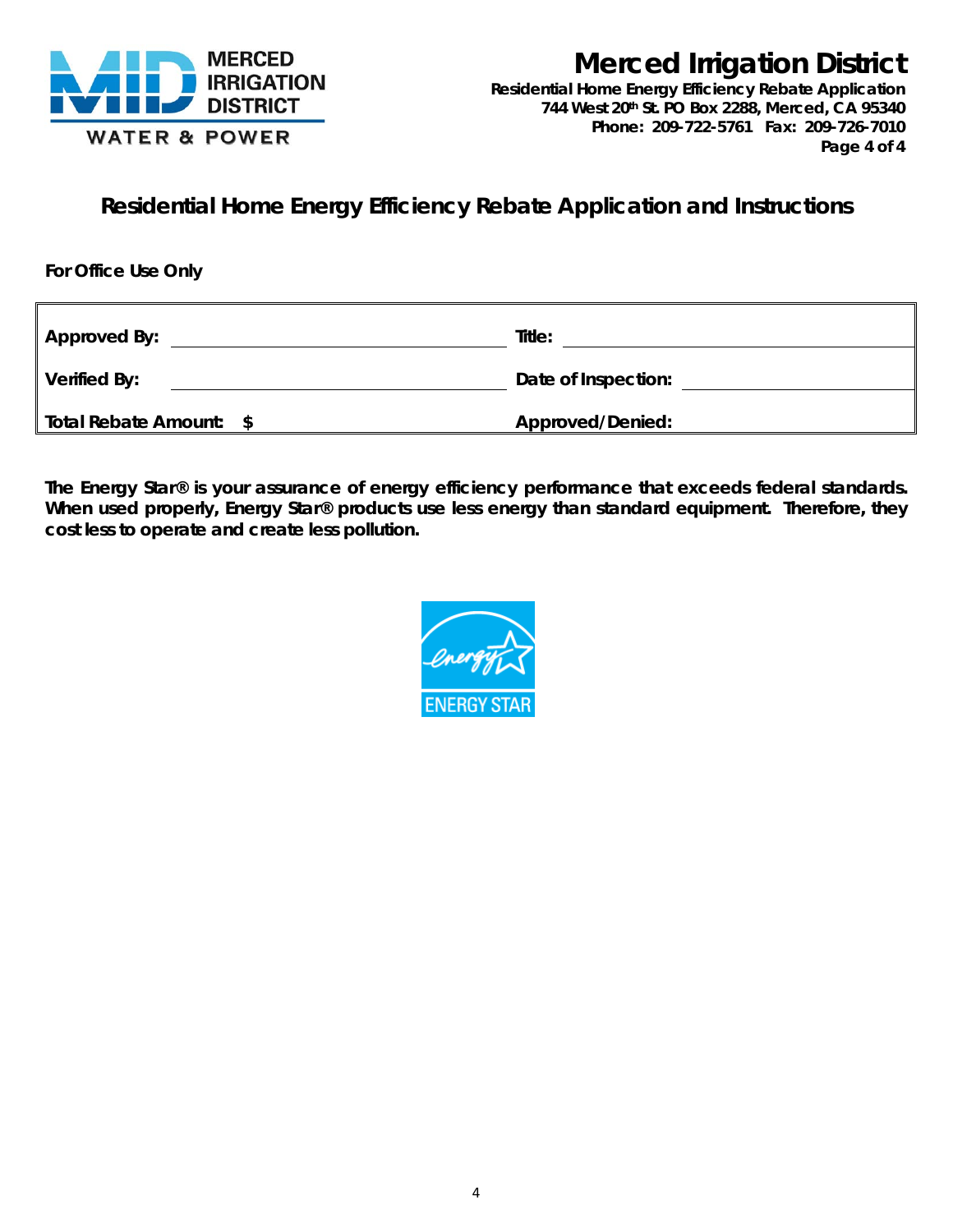## Residential Home Energy Efficiency Rebate Application and Instructions

**For Office Use Only**

| | | | |
|---|---|---|---|
| **Approved By:** | | **Title:** | |
| **Verified By:** | | **Date of Inspection:** | |
| **Total Rebate Amount: $** | | **Approved/Denied:** | |

**The Energy Star® is your assurance of energy efficiency performance that exceeds federal standards. When used properly, Energy Star® products use less energy than standard equipment. Therefore, they cost less to operate and create less pollution.**